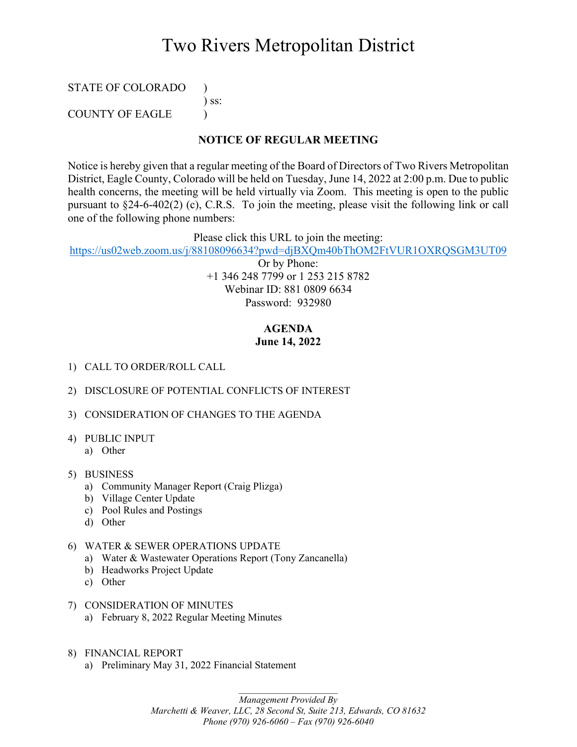# Two Rivers Metropolitan District

STATE OF COLORADO )
) ss:
COUNTY OF EAGLE )

## NOTICE OF REGULAR MEETING

Notice is hereby given that a regular meeting of the Board of Directors of Two Rivers Metropolitan District, Eagle County, Colorado will be held on Tuesday, June 14, 2022 at 2:00 p.m. Due to public health concerns, the meeting will be held virtually via Zoom. This meeting is open to the public pursuant to §24-6-402(2) (c), C.R.S. To join the meeting, please visit the following link or call one of the following phone numbers:

Please click this URL to join the meeting:
https://us02web.zoom.us/j/88108096634?pwd=djBXQm40bThOM2FtVUR1OXRQSGM3UT09
Or by Phone:
+1 346 248 7799 or 1 253 215 8782
Webinar ID: 881 0809 6634
Password: 932980

## AGENDA
**June 14, 2022**

1) CALL TO ORDER/ROLL CALL

2) DISCLOSURE OF POTENTIAL CONFLICTS OF INTEREST

3) CONSIDERATION OF CHANGES TO THE AGENDA

4) PUBLIC INPUT
   a) Other

5) BUSINESS
   a) Community Manager Report (Craig Plizga)
   b) Village Center Update
   c) Pool Rules and Postings
   d) Other

6) WATER & SEWER OPERATIONS UPDATE
   a) Water & Wastewater Operations Report (Tony Zancanella)
   b) Headworks Project Update
   c) Other

7) CONSIDERATION OF MINUTES
   a) February 8, 2022 Regular Meeting Minutes

8) FINANCIAL REPORT
   a) Preliminary May 31, 2022 Financial Statement

*Management Provided By*
*Marchetti & Weaver, LLC, 28 Second St, Suite 213, Edwards, CO 81632*
*Phone (970) 926-6060 – Fax (970) 926-6040*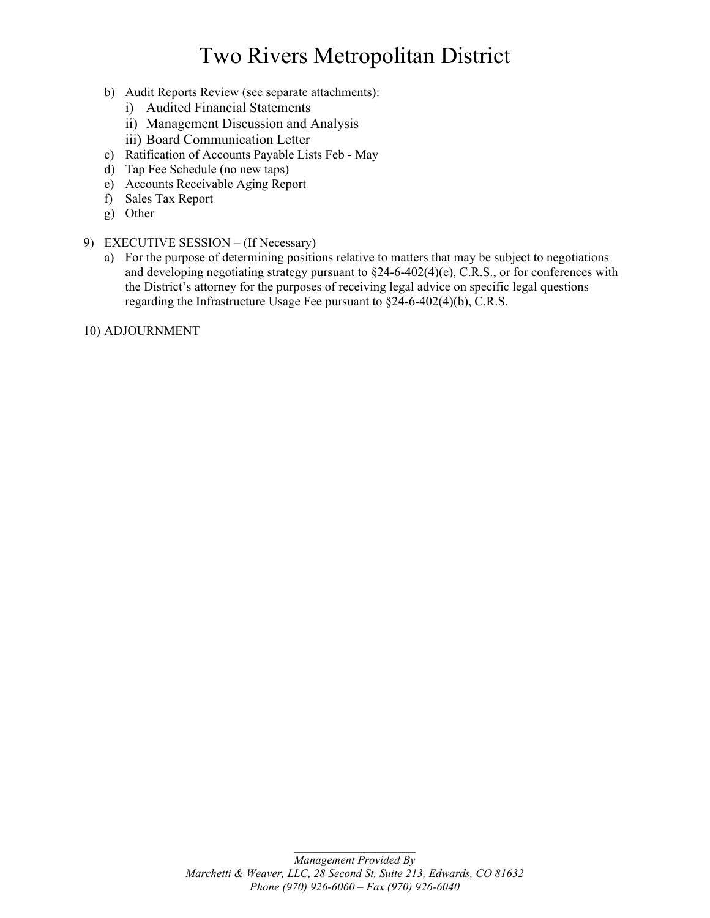b) Audit Reports Review (see separate attachments):
   i) Audited Financial Statements
   ii) Management Discussion and Analysis
   iii) Board Communication Letter
c) Ratification of Accounts Payable Lists Feb - May
d) Tap Fee Schedule (no new taps)
e) Accounts Receivable Aging Report
f) Sales Tax Report
g) Other

9) EXECUTIVE SESSION – (If Necessary)
   a) For the purpose of determining positions relative to matters that may be subject to negotiations and developing negotiating strategy pursuant to §24-6-402(4)(e), C.R.S., or for conferences with the District's attorney for the purposes of receiving legal advice on specific legal questions regarding the Infrastructure Usage Fee pursuant to §24-6-402(4)(b), C.R.S.

10) ADJOURNMENT